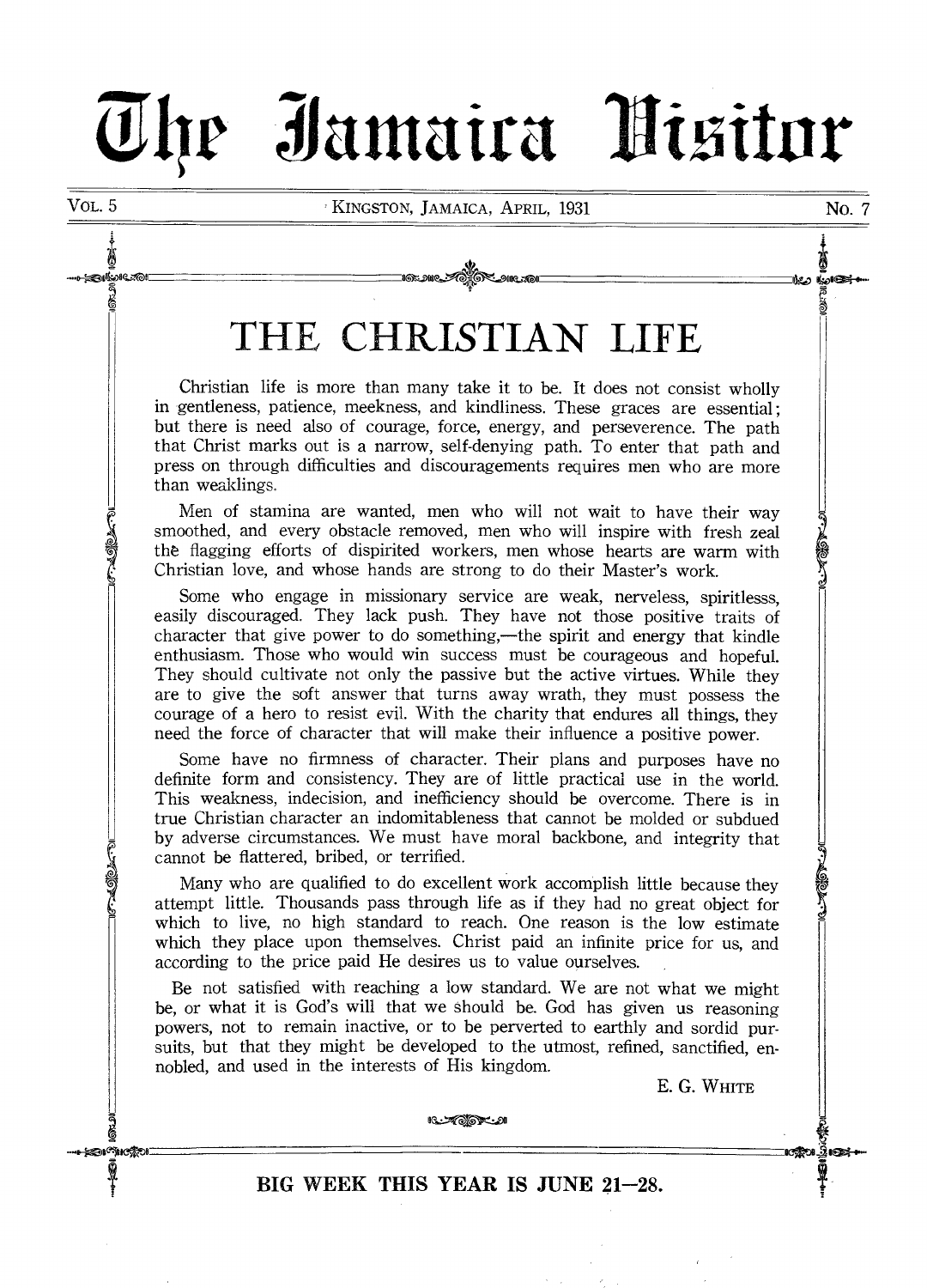# The Jamaica Visitor

VOL. 5 KINGSTON, JAMAICA, APRIL, 1931 No. 7

## THE CHRISTIAN LIFE

Christian life is more than many take it to be. It does not consist wholly in gentleness, patience, meekness, and kindliness. These graces are essential; but there is need also of courage, force, energy, and perseverence. The path that Christ marks out is a narrow, self-denying path. To enter that path and press on through difficulties and discouragements requires men who are more than weaklings.

Men of stamina are wanted, men who will not wait to have their way smoothed, and every obstacle removed, men who will inspire with fresh zeal the flagging efforts of dispirited workers, men whose hearts are warm with Christian love, and whose hands are strong to do their Master's work.

Some who engage in missionary service are weak, nerveless, spiritlesss, easily discouraged. They lack push. They have not those positive traits of character that give power to do something,—the spirit and energy that kindle enthusiasm. Those who would win success must be courageous and hopeful. They should cultivate not only the passive but the active virtues. While they are to give the soft answer that turns away wrath, they must possess the courage of a hero to resist evil. With the charity that endures all things, they need the force of character that will make their influence a positive power.

Some have no firmness of character. Their plans and purposes have no definite form and consistency. They are of little practical use in the world. This weakness, indecision, and inefficiency should be overcome. There is in true Christian character an indomitableness that cannot be molded or subdued by adverse circumstances. We must have moral backbone, and integrity that cannot be flattered, bribed, or terrified.

Many who are qualified to do excellent work accomplish little because they attempt little. Thousands pass through life as if they had no great object for which to live, no high standard to reach. One reason is the low estimate which they place upon themselves. Christ paid an infinite price for us, and according to the price paid He desires us to value ourselves.

Be not satisfied with reaching a low standard. We are not what we might be, or what it is God's will that we should be. God has given us reasoning powers, not to remain inactive, or to be perverted to earthly and sordid pursuits, but that they might be developed to the utmost, refined, sanctified, ennobled, and used in the interests of His kingdom.

E. G. WHITE

**BIG WEEK THIS YEAR IS JUNE 21–28.**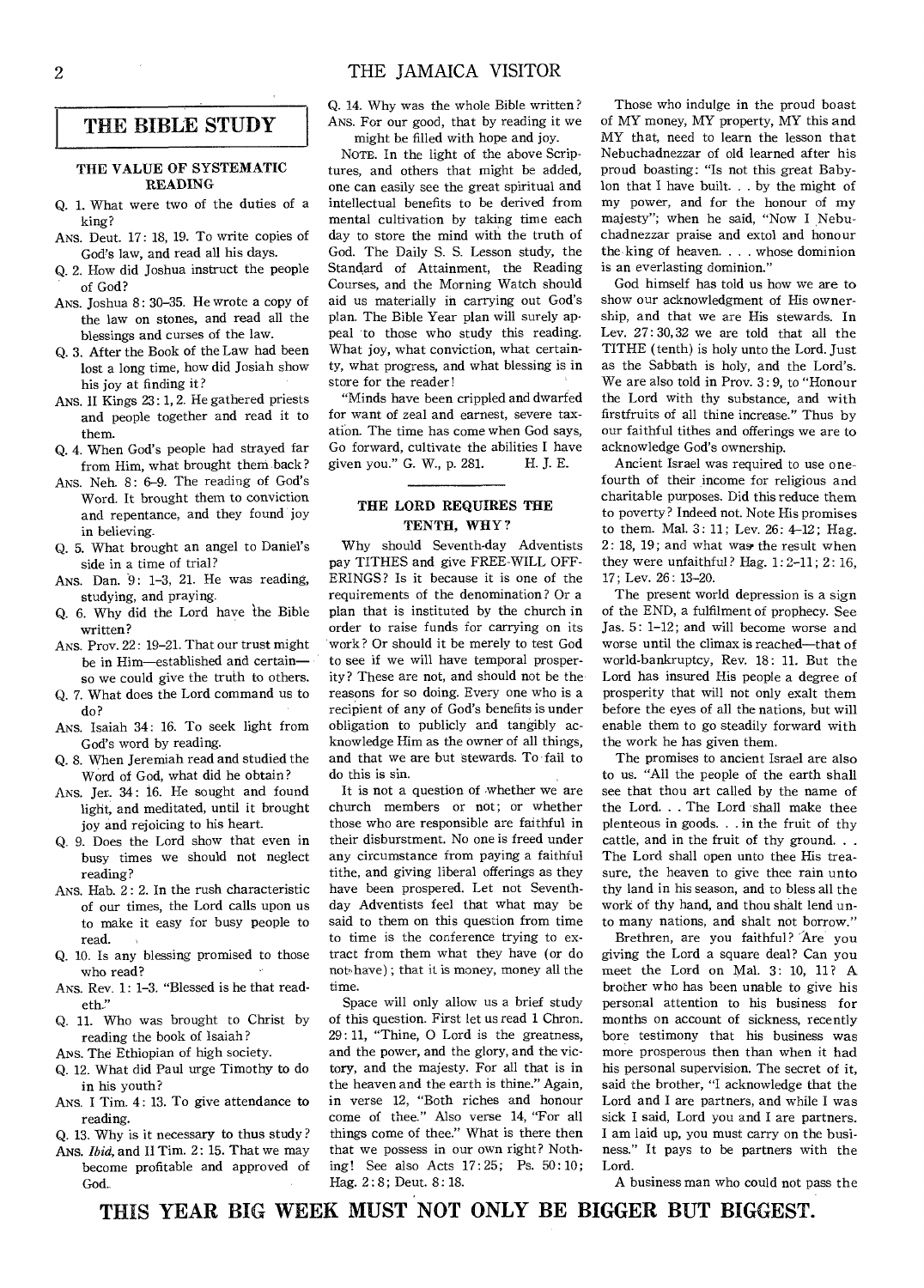## THE BIBLE STUDY

### THE VALUE OF SYSTEMATIC READING

Q. 1. What were two of the duties of a king?

ANS. Deut. 17: 18, 19. To write copies of God's law, and read all his days.

Q. 2. How did Joshua instruct the people of God?

ANS. Joshua 8: 30-35. He wrote a copy of the law on stones, and read all the blessings and curses of the law.

Q. 3. After the Book of the Law had been lost a long time, how did Josiah show his joy at finding it?

ANS. II Kings 23: 1, 2. He gathered priests and people together and read it to them.

Q. 4. When God's people had strayed far from Him, what brought them back?

ANS. Neh. 8: 6-9. The reading of God's Word. It brought them to conviction and repentance, and they found joy in believing.

Q. 5. What brought an angel to Daniel's side in a time of trial?

ANS. Dan. 9: 1-3, 21. He was reading, studying, and praying.

Q. 6. Why did the Lord have the Bible written?

ANS. Prov. 22: 19-21. That our trust might be in Him—established and certain—so we could give the truth to others.

Q. 7. What does the Lord command us to do?

ANS. Isaiah 34: 16. To seek light from God's word by reading.

Q. 8. When Jeremiah read and studied the Word of God, what did he obtain?

ANS. Jer. 34: 16. He sought and found light, and meditated, until it brought joy and rejoicing to his heart.

Q. 9. Does the Lord show that even in busy times we should not neglect reading?

ANS. Hab. 2: 2. In the rush characteristic of our times, the Lord calls upon us to make it easy for busy people to read.

Q. 10. Is any blessing promised to those who read?

ANS. Rev. 1: 1-3. "Blessed is he that readeth."

Q. 11. Who was brought to Christ by reading the book of Isaiah?

ANS. The Ethiopian of high society.

Q. 12. What did Paul urge Timothy to do in his youth?

ANS. I Tim. 4: 13. To give attendance to reading.

Q. 13. Why is it necessary to thus study?

ANS. *Ibid*, and II Tim. 2: 15. That we may become profitable and approved of God.

Q. 14. Why was the whole Bible written?

ANS. For our good, that by reading it we might be filled with hope and joy.

NOTE. In the light of the above Scriptures, and others that might be added, one can easily see the great spiritual and intellectual benefits to be derived from mental cultivation by taking time each day to store the mind with the truth of God. The Daily S. S. Lesson study, the Standard of Attainment, the Reading Courses, and the Morning Watch should aid us materially in carrying out God's plan. The Bible Year plan will surely appeal to those who study this reading. What joy, what conviction, what certainty, what progress, and what blessing is in store for the reader!

"Minds have been crippled and dwarfed for want of zeal and earnest, severe taxation. The time has come when God says, Go forward, cultivate the abilities I have given you." G. W., p. 281. H. J. E.

### THE LORD REQUIRES THE TENTH, WHY?

Why should Seventh-day Adventists pay TITHES and give FREE-WILL OFFERINGS? Is it because it is one of the requirements of the denomination? Or a plan that is instituted by the church in order to raise funds for carrying on its work? Or should it be merely to test God to see if we will have temporal prosperity? These are not, and should not be the reasons for so doing. Every one who is a recipient of any of God's benefits is under obligation to publicly and tangibly acknowledge Him as the owner of all things, and that we are but stewards. To fail to do this is sin.

It is not a question of whether we are church members or not; or whether those who are responsible are faithful in their disburstment. No one is freed under any circumstance from paying a faithful tithe, and giving liberal offerings as they have been prospered. Let not Seventh-day Adventists feel that what may be said to them on this question from time to time is the conference trying to extract from them what they have (or do not have); that it is money, money all the time.

Space will only allow us a brief study of this question. First let us read 1 Chron. 29: 11, "Thine, O Lord is the greatness, and the power, and the glory, and the victory, and the majesty. For all that is in the heaven and the earth is thine." Again, in verse 12, "Both riches and honour come of thee." Also verse 14, "For all things come of thee." What is there then that we possess in our own right? Nothing! See also Acts 17:25; Ps. 50:10; Hag. 2:8; Deut. 8:18.

Those who indulge in the proud boast of MY money, MY property, MY this and MY that, need to learn the lesson that Nebuchadnezzar of old learned after his proud boasting: "Is not this great Babylon that I have built. . . by the might of my power, and for the honour of my majesty"; when he said, "Now I Nebuchadnezzar praise and extol and honour the king of heaven. . . . whose dominion is an everlasting dominion."

God himself has told us how we are to show our acknowledgment of His ownership, and that we are His stewards. In Lev. 27: 30, 32 we are told that all the TITHE (tenth) is holy unto the Lord. Just as the Sabbath is holy, and the Lord's. We are also told in Prov. 3: 9, to "Honour the Lord with thy substance, and with firstfruits of all thine increase." Thus by our faithful tithes and offerings we are to acknowledge God's ownership.

Ancient Israel was required to use one-fourth of their income for religious and charitable purposes. Did this reduce them to poverty? Indeed not. Note His promises to them. Mal. 3: 11; Lev. 26: 4-12; Hag. 2: 18, 19; and what was the result when they were unfaithful? Hag. 1: 2-11; 2: 16, 17; Lev. 26: 13-20.

The present world depression is a sign of the END, a fulfilment of prophecy. See Jas. 5: 1-12; and will become worse and worse until the climax is reached—that of world-bankruptcy, Rev. 18: 11. But the Lord has insured His people a degree of prosperity that will not only exalt them before the eyes of all the nations, but will enable them to go steadily forward with the work he has given them.

The promises to ancient Israel are also to us. "All the people of the earth shall see that thou art called by the name of the Lord. . . The Lord shall make thee plenteous in goods. . . in the fruit of thy cattle, and in the fruit of thy ground. . . The Lord shall open unto thee His treasure, the heaven to give thee rain unto thy land in his season, and to bless all the work of thy hand, and thou shalt lend unto many nations, and shalt not borrow."

Brethren, are you faithful? Are you giving the Lord a square deal? Can you meet the Lord on Mal. 3: 10, 11? A brother who has been unable to give his personal attention to his business for months on account of sickness, recently bore testimony that his business was more prosperous then than when it had his personal supervision. The secret of it, said the brother, "I acknowledge that the Lord and I are partners, and while I was sick I said, Lord you and I are partners. I am laid up, you must carry on the business." It pays to be partners with the Lord.

A business man who could not pass the

**THIS YEAR BIG WEEK MUST NOT ONLY BE BIGGER BUT BIGGEST.**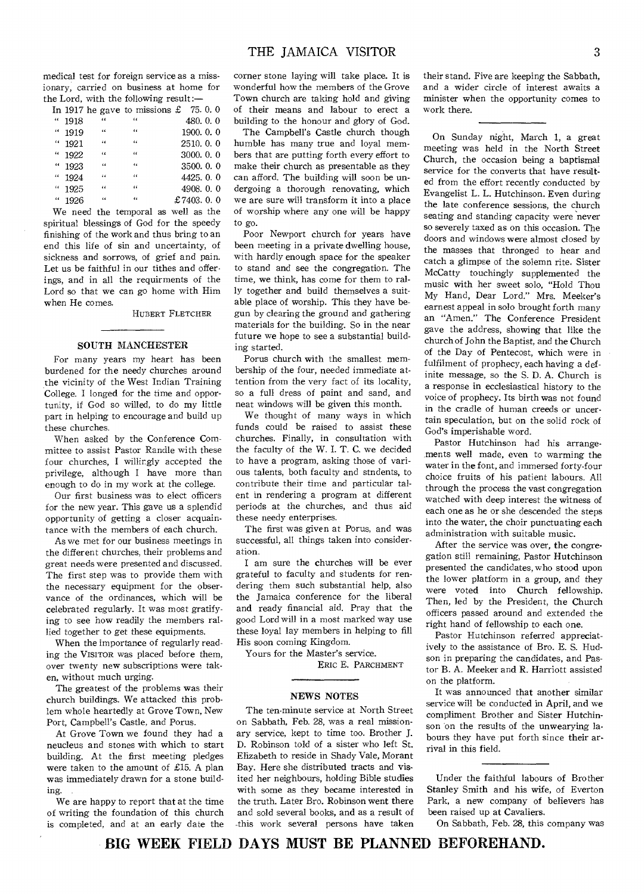medical test for foreign service as a missionary, carried on business at home for the Lord, with the following result:—

| | | | |
|---|---|---|---|
| In 1917 he gave to missions | | | £ 75. 0. 0 |
| " 1918 | " | " | 480. 0. 0 |
| " 1919 | " | " | 1900. 0. 0 |
| " 1921 | " | " | 2510. 0. 0 |
| " 1922 | " | " | 3000. 0. 0 |
| " 1923 | " | " | 3500. 0. 0 |
| " 1924 | " | " | 4425. 0. 0 |
| " 1925 | " | " | 4908. 0. 0 |
| " 1926 | " | " | £7403. 0. 0 |

We need the temporal as well as the spiritual blessings of God for the speedy finishing of the work and thus bring to an end this life of sin and uncertainty, of sickness and sorrows, of grief and pain. Let us be faithful in our tithes and offerings, and in all the requirments of the Lord so that we can go home with Him when He comes.

HUBERT FLETCHER

## SOUTH MANCHESTER

For many years my heart has been burdened for the needy churches around the vicinity of the West Indian Training College. I longed for the time and opportunity, if God so willed, to do my little part in helping to encourage and build up these churches.

When asked by the Conference Committee to assist Pastor Randle with these four churches, I willingly accepted the privilege, although I have more than enough to do in my work at the college.

Our first business was to elect officers for the new year. This gave us a splendid opportunity of getting a closer acquaintance with the members of each church.

As we met for our business meetings in the different churches, their problems and great needs were presented and discussed. The first step was to provide them with the necessary equipment for the observance of the ordinances, which will be celebrated regularly. It was most gratifying to see how readily the members rallied together to get these equipments.

When the importance of regularly reading the VISITOR was placed before them, over twenty new subscriptions were taken, without much urging.

The greatest of the problems was their church buildings. We attacked this problem whole heartedly at Grove Town, New Port, Campbell's Castle, and Porus.

At Grove Town we found they had a neucleus and stones with which to start building. At the first meeting pledges were taken to the amount of £15. A plan was immediately drawn for a stone building.

We are happy to report that at the time of writing the foundation of this church is completed, and at an early date the corner stone laying will take place. It is wonderful how the members of the Grove Town church are taking hold and giving of their means and labour to erect a building to the honour and glory of God.

The Campbell's Castle church though humble has many true and loyal members that are putting forth every effort to make their church as presentable as they can afford. The building will soon be undergoing a thorough renovating, which we are sure will transform it into a place of worship where any one will be happy to go.

Poor Newport church for years have been meeting in a private dwelling house, with hardly enough space for the speaker to stand and see the congregation. The time, we think, has come for them to rally together and build themselves a suitable place of worship. This they have begun by clearing the ground and gathering materials for the building. So in the near future we hope to see a substantial building started.

Porus church with the smallest membership of the four, needed immediate attention from the very fact of its locality, so a full dress of paint and sand, and neat windows will be given this month.

We thought of many ways in which funds could be raised to assist these churches. Finally, in consultation with the faculty of the W. I. T. C. we decided to have a program, asking those of various talents, both faculty and stndents, to contribute their time and particular talent in rendering a program at different periods at the churches, and thus aid these needy enterprises.

The first was given at Porus, and was successful, all things taken into consideration.

I am sure the churches will be ever grateful to faculty and students for rendering them such substantial help, also the Jamaica conference for the liberal and ready financial aid. Pray that the good Lord will in a most marked way use these loyal lay members in helping to fill His soon coming Kingdom.

Yours for the Master's service.

ERIC E. PARCHMENT

## NEWS NOTES

The ten-minute service at North Street on Sabbath, Feb. 28, was a real missionary service, kept to time too. Brother J. D. Robinson told of a sister who left St. Elizabeth to reside in Shady Vale, Morant Bay. Here she distributed tracts and visited her neighbours, holding Bible studies with some as they became interested in the truth. Later Bro. Robinson went there and sold several books, and as a result of this work several persons have taken their stand. Five are keeping the Sabbath, and a wider circle of interest awaits a minister when the opportunity comes to work there.

On Sunday night, March 1, a great meeting was held in the North Street Church, the occasion being a baptismal service for the converts that have resulted from the effort recently conducted by Evangelist L. L. Hutchinson. Even during the late conference sessions, the church seating and standing capacity were never so severely taxed as on this occasion. The doors and windows were almost closed by the masses that thronged to hear and catch a glimpse of the solemn rite. Sister McCatty touchingly supplemented the music with her sweet solo, "Hold Thou My Hand, Dear Lord." Mrs. Meeker's earnest appeal in solo brought forth many an "Amen." The Conference President gave the address, showing that like the church of John the Baptist, and the Church of the Day of Pentecost, which were in fulfilment of prophecy, each having a definite message, so the S. D. A. Church is a response in ecclesiastical history to the voice of prophecy. Its birth was not found in the cradle of human creeds or uncertain speculation, but on the solid rock of God's imperishable word.

Pastor Hutchinson had his arrangements well made, even to warming the water in the font, and immersed forty-four choice fruits of his patient labours. All through the process the vast congregation watched with deep interest the witness of each one as he or she descended the steps into the water, the choir punctuating each administration with suitable music.

After the service was over, the congregation still remaining, Pastor Hutchinson presented the candidates, who stood upon the lower platform in a group, and they were voted into Church fellowship. Then, led by the President, the Church officers passed around and extended the right hand of fellowship to each one.

Pastor Hutchinson referred appreciatively to the assistance of Bro. E. S. Hudson in preparing the candidates, and Pastor B. A. Meeker and R. Harriott assisted on the platform.

It was announced that another similar service will be conducted in April, and we compliment Brother and Sister Hutchinson on the results of the unwearying labours they have put forth since their arrival in this field.

Under the faithful labours of Brother Stanley Smith and his wife, of Everton Park, a new company of believers has been raised up at Cavaliers.

On Sabbath, Feb. 28, this company was

**BIG WEEK FIELD DAYS MUST BE PLANNED BEFOREHAND.**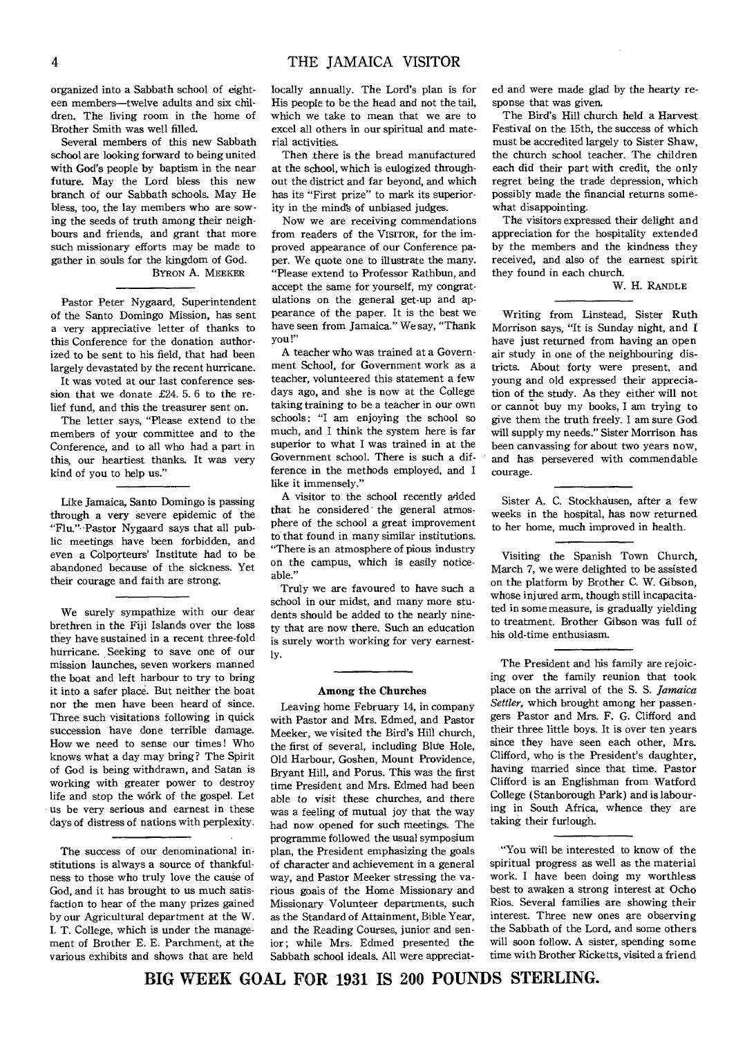organized into a Sabbath school of eighteen members—twelve adults and six children. The living room in the home of Brother Smith was well filled.

Several members of this new Sabbath school are looking forward to being united with God's people by baptism in the near future. May the Lord bless this new branch of our Sabbath schools. May He bless, too, the lay members who are sowing the seeds of truth among their neighbours and friends, and grant that more such missionary efforts may be made to gather in souls for the kingdom of God.

BYRON A. MEEKER

---

Pastor Peter Nygaard, Superintendent of the Santo Domingo Mission, has sent a very appreciative letter of thanks to this Conference for the donation authorized to be sent to his field, that had been largely devastated by the recent hurricane.

It was voted at our last conference session that we donate £24. 5. 6 to the relief fund, and this the treasurer sent on.

The letter says, "Please extend to the members of your committee and to the Conference, and to all who had a part in this, our heartiest thanks. It was very kind of you to help us."

---

Like Jamaica, Santo Domingo is passing through a very severe epidemic of the "Flu." Pastor Nygaard says that all public meetings have been forbidden, and even a Colporteurs' Institute had to be abandoned because of the sickness. Yet their courage and faith are strong.

---

We surely sympathize with our dear brethren in the Fiji Islands over the loss they have sustained in a recent three-fold hurricane. Seeking to save one of our mission launches, seven workers manned the boat and left harbour to try to bring it into a safer place. But neither the boat nor the men have been heard of since. Three such visitations following in quick succession have done terrible damage. How we need to sense our times! Who knows what a day may bring? The Spirit of God is being withdrawn, and Satan is working with greater power to destroy life and stop the work of the gospel. Let us be very serious and earnest in these days of distress of nations with perplexity.

---

The success of our denominational institutions is always a source of thankfulness to those who truly love the cause of God, and it has brought to us much satisfaction to hear of the many prizes gained by our Agricultural department at the W. I. T. College, which is under the management of Brother E. E. Parchment, at the various exhibits and shows that are held locally annually. The Lord's plan is for His people to be the head and not the tail, which we take to mean that we are to excel all others in our spiritual and material activities.

Then there is the bread manufactured at the school, which is eulogized throughout the district and far beyond, and which has its "First prize" to mark its superiority in the minds of unbiased judges.

Now we are receiving commendations from readers of the VISITOR, for the improved appearance of our Conference paper. We quote one to illustrate the many. "Please extend to Professor Rathbun, and accept the same for yourself, my congratulations on the general get-up and appearance of the paper. It is the best we have seen from Jamaica." We say, "Thank you!"

A teacher who was trained at a Government School, for Government work as a teacher, volunteered this statement a few days ago, and she is now at the College taking training to be a teacher in our own schools: "I am enjoying the school so much, and I think the system here is far superior to what I was trained in at the Government school. There is such a difference in the methods employed, and I like it immensely."

A visitor to the school recently added that he considered the general atmosphere of the school a great improvement to that found in many similar institutions. "There is an atmosphere of pious industry on the campus, which is easily noticeable."

Truly we are favoured to have such a school in our midst, and many more students should be added to the nearly ninety that are now there. Such an education is surely worth working for very earnestly.

### Among the Churches

Leaving home February 14, in company with Pastor and Mrs. Edmed, and Pastor Meeker, we visited the Bird's Hill church, the first of several, including Blue Hole, Old Harbour, Goshen, Mount Providence, Bryant Hill, and Porus. This was the first time President and Mrs. Edmed had been able to visit these churches, and there was a feeling of mutual joy that the way had now opened for such meetings. The programme followed the usual symposium plan, the President emphasizing the goals of character and achievement in a general way, and Pastor Meeker stressing the various goals of the Home Missionary and Missionary Volunteer departments, such as the Standard of Attainment, Bible Year, and the Reading Courses, junior and senior; while Mrs. Edmed presented the Sabbath school ideals. All were appreciated and were made glad by the hearty response that was given.

The Bird's Hill church held a Harvest Festival on the 15th, the success of which must be accredited largely to Sister Shaw, the church school teacher. The children each did their part with credit, the only regret being the trade depression, which possibly made the financial returns somewhat disappointing.

The visitors expressed their delight and appreciation for the hospitality extended by the members and the kindness they received, and also of the earnest spirit they found in each church.

W. H. RANDLE

---

Writing from Linstead, Sister Ruth Morrison says, "It is Sunday night, and I have just returned from having an open air study in one of the neighbouring districts. About forty were present, and young and old expressed their appreciation of the study. As they either will not or cannot buy my books, I am trying to give them the truth freely. I am sure God will supply my needs." Sister Morrison has been canvassing for about two years now, and has persevered with commendable courage.

---

Sister A. C. Stockhausen, after a few weeks in the hospital, has now returned to her home, much improved in health.

---

Visiting the Spanish Town Church, March 7, we were delighted to be assisted on the platform by Brother C. W. Gibson, whose injured arm, though still incapacitated in some measure, is gradually yielding to treatment. Brother Gibson was full of his old-time enthusiasm.

---

The President and his family are rejoicing over the family reunion that took place on the arrival of the S. S. *Jamaica Settler*, which brought among her passengers Pastor and Mrs. F. G. Clifford and their three little boys. It is over ten years since they have seen each other, Mrs. Clifford, who is the President's daughter, having married since that time. Pastor Clifford is an Englishman from Watford College (Stanborough Park) and is labouring in South Africa, whence they are taking their furlough.

---

"You will be interested to know of the spiritual progress as well as the material work. I have been doing my worthless best to awaken a strong interest at Ocho Rios. Several families are showing their interest. Three new ones are observing the Sabbath of the Lord, and some others will soon follow. A sister, spending some time with Brother Ricketts, visited a friend

**BIG WEEK GOAL FOR 1931 IS 200 POUNDS STERLING.**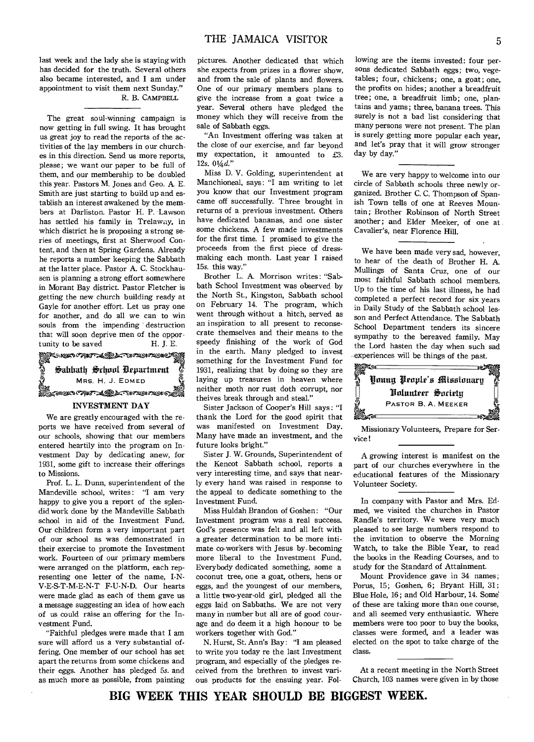last week and the lady she is staying with has decided for the truth. Several others also became interested, and I am under appointment to visit them next Sunday."

R. B. CAMPBELL

The great soul-winning campaign is now getting in full swing. It has brought us great joy to read the reports of the activities of the lay members in our churches in this direction. Send us more reports, please; we want our paper to be full of them, and our membership to be doubled this year. Pastors M. Jones and Geo. A. E. Smith are just starting to build up and establish an interest awakened by the members at Darliston. Pastor H. P. Lawson has settled his family in Trelawny, in which district he is proposing a strong series of meetings, first at Sherwood Content, and then at Spring Gardens. Already he reports a number keeping the Sabbath at the latter place. Pastor A. C. Stockhausen is planning a strong effort somewhere in Morant Bay district. Pastor Fletcher is getting the new church building ready at Gayle for another effort. Let us pray one for another, and do all we can to win souls from the impending destruction that will soon deprive men of the opportunity to be saved

H. J. E.

## Sabbath School Department

MRS. H. J. EDMED

### INVESTMENT DAY

We are greatly encouraged with the reports we have received from several of our schools, showing that our members entered heartily into the program on Investment Day by dedicating anew, for 1931, some gift to increase their offerings to Missions.

Prof. L. L. Dunn, superintendent of the Mandeville school, writes: "I am very happy to give you a report of the splendid work done by the Mandeville Sabbath school in aid of the Investment Fund. Our children form a very important part of our school as was demonstrated in their exercise to promote the Investment work. Fourteen of our primary members were arranged on the platform, each representing one letter of the name, I-N-V-E-S-T-M-E-N-T F-U-N-D. Our hearts were made glad as each of them gave us a message suggesting an idea of how each of us could raise an offering for the Investment Fund.

"Faithful pledges were made that I am sure will afford us a very substantial offering. One member of our school has set apart the returns from some chickens and their eggs. Another has pledged 5*s*. and as much more as possible, from painting pictures. Another dedicated that which she expects from prizes in a flower show, and from the sale of plants and flowers. One of our primary members plans to give the increase from a goat twice a year. Several others have pledged the money which they will receive from the sale of Sabbath eggs.

"An Investment offering was taken at the close of our exercise, and far beyond my expectation, it amounted to £3. 12*s*. 0¼*d*."

Miss D. V. Golding, superintendent at Manchioneal, says: "I am writing to let you know that our Investment program came off successfully. Three brought in returns of a previous investment. Others have dedicated bananas, and one sister some chickens. A few made investments for the first time. I promised to give the proceeds from the first piece of dressmaking each month. Last year I raised 15*s*. this way."

Brother L. A. Morrison writes: "Sabbath School Investment was observed by the North St., Kingston, Sabbath school on February 14. The program, which went through without a hitch, served as an inspiration to all present to reconsecrate themselves and their means to the speedy finishing of the work of God in the earth. Many pledged to invest something for the Investment Fund for 1931, realizing that by doing so they are laying up treasures in heaven where neither moth nor rust doth corrupt, nor theives break through and steal."

Sister Jackson of Cooper's Hill says: "I thank the Lord for the good spirit that was manifested on Investment Day. Many have made an investment, and the future looks bright."

Sister J. W. Grounds, Superintendent of the Kencot Sabbath school, reports a very interesting time, and says that nearly every hand was raised in response to the appeal to dedicate something to the Investment Fund.

Miss Huldah Brandon of Goshen: "Our Investment program was a real success. God's presence was felt and all left with a greater determination to be more intimate co-workers with Jesus by becoming more liberal to the Investment Fund. Everybody dedicated something, some a coconut tree, one a goat, others, hens or eggs, and the youngest of our members, a little two-year-old girl, pledged all the eggs laid on Sabbaths. We are not very many in number but all are of good courage and do deem it a high honour to be workers together with God."

N. Hurst, St. Ann's Bay: "I am pleased to write you today re the last Investment program, and especially of the pledges received from the brethren to invest various products for the ensuing year. Following are the items invested: four persons dedicated Sabbath eggs; two, vegetables; four, chickens; one, a goat; one, the profits on hides; another a breadfruit tree; one, a breadfruit limb; one, plantains and yams; three, banana trees. This surely is not a bad list considering that many persons were not present. The plan is surely getting more popular each year, and let's pray that it will grow stronger day by day."

We are very happy to welcome into our circle of Sabbath schools three newly organized. Brother C. C. Thompson of Spanish Town tells of one at Reeves Mountain; Brother Robinson of North Street another; and Elder Meeker, of one at Cavalier's, near Florence Hill.

We have been made very sad, however, to hear of the death of Brother H. A. Mullings of Santa Cruz, one of our most faithful Sabbath school members. Up to the time of his last illness, he had completed a perfect record for six years in Daily Study of the Sabbath school lesson and Perfect Attendance. The Sabbath School Department tenders its sincere sympathy to the bereaved family. May the Lord hasten the day when such sad experiences will be things of the past.

## Young People's Missionary Volunteer Society

PASTOR B. A. MEEKER

Missionary Volunteers, Prepare for Service!

A growing interest is manifest on the part of our churches everywhere in the educational features of the Missionary Volunteer Society.

In company with Pastor and Mrs. Edmed, we visited the churches in Pastor Randle's territory. We were very much pleased to see large numbers respond to the invitation to observe the Morning Watch, to take the Bible Year, to read the books in the Reading Courses, and to study for the Standard of Attainment.

Mount Providence gave in 34 names; Porus, 15; Goshen, 6; Bryant Hill, 31; Blue Hole, 16; and Old Harbour, 14. Some of these are taking more than one course, and all seemed very enthusiastic. Where members were too poor to buy the books, classes were formed, and a leader was elected on the spot to take charge of the class.

At a recent meeting in the North Street Church, 103 names were given in by those

**BIG WEEK THIS YEAR SHOULD BE BIGGEST WEEK.**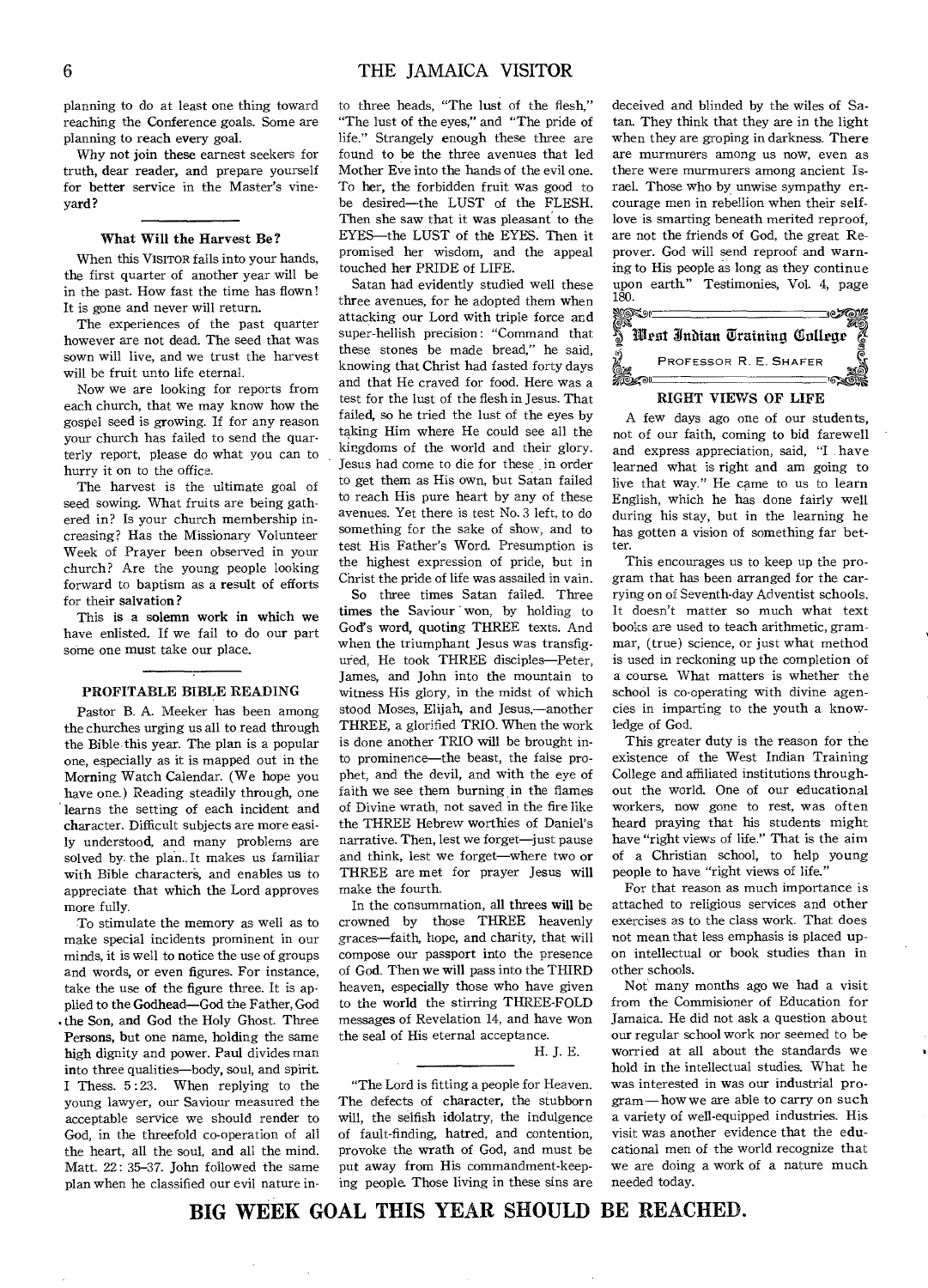planning to do at least one thing toward reaching the Conference goals. Some are planning to reach every goal.

Why not join these earnest seekers for truth, dear reader, and prepare yourself for better service in the Master's vineyard?

### What Will the Harvest Be?

When this VISITOR falls into your hands, the first quarter of another year will be in the past. How fast the time has flown! It is gone and never will return.

The experiences of the past quarter however are not dead. The seed that was sown will live, and we trust the harvest will be fruit unto life eternal.

Now we are looking for reports from each church, that we may know how the gospel seed is growing. If for any reason your church has failed to send the quarterly report, please do what you can to hurry it on to the office.

The harvest is the ultimate goal of seed sowing. What fruits are being gathered in? Is your church membership increasing? Has the Missionary Volunteer Week of Prayer been observed in your church? Are the young people looking forward to baptism as a result of efforts for their salvation?

This is a solemn work in which we have enlisted. If we fail to do our part some one must take our place.

### PROFITABLE BIBLE READING

Pastor B. A. Meeker has been among the churches urging us all to read through the Bible this year. The plan is a popular one, especially as it is mapped out in the Morning Watch Calendar. (We hope you have one.) Reading steadily through, one learns the setting of each incident and character. Difficult subjects are more easily understood, and many problems are solved by the plan. It makes us familiar with Bible characters, and enables us to appreciate that which the Lord approves more fully.

To stimulate the memory as well as to make special incidents prominent in our minds, it is well to notice the use of groups and words, or even figures. For instance, take the use of the figure three. It is applied to the Godhead—God the Father, God the Son, and God the Holy Ghost. Three Persons, but one name, holding the same high dignity and power. Paul divides man into three qualities—body, soul, and spirit. I Thess. 5:23. When replying to the young lawyer, our Saviour measured the acceptable service we should render to God, in the threefold co-operation of all the heart, all the soul, and all the mind. Matt. 22: 35–37. John followed the same plan when he classified our evil nature into three heads, "The lust of the flesh," "The lust of the eyes," and "The pride of life." Strangely enough these three are found to be the three avenues that led Mother Eve into the hands of the evil one. To her, the forbidden fruit was good to be desired—the LUST of the FLESH. Then she saw that it was pleasant to the EYES—the LUST of the EYES. Then it promised her wisdom, and the appeal touched her PRIDE of LIFE.

Satan had evidently studied well these three avenues, for he adopted them when attacking our Lord with triple force and super-hellish precision: "Command that these stones be made bread," he said, knowing that Christ had fasted forty days and that He craved for food. Here was a test for the lust of the flesh in Jesus. That failed, so he tried the lust of the eyes by taking Him where He could see all the kingdoms of the world and their glory. Jesus had come to die for these in order to get them as His own, but Satan failed to reach His pure heart by any of these avenues. Yet there is test No. 3 left, to do something for the sake of show, and to test His Father's Word. Presumption is the highest expression of pride, but in Christ the pride of life was assailed in vain.

So three times Satan failed. Three times the Saviour won, by holding to God's word, quoting THREE texts. And when the triumphant Jesus was transfigured, He took THREE disciples—Peter, James, and John into the mountain to witness His glory, in the midst of which stood Moses, Elijah, and Jesus,—another THREE, a glorified TRIO. When the work is done another TRIO will be brought into prominence—the beast, the false prophet, and the devil, and with the eye of faith we see them burning in the flames of Divine wrath, not saved in the fire like the THREE Hebrew worthies of Daniel's narrative. Then, lest we forget—just pause and think, lest we forget—where two or THREE are met for prayer Jesus will make the fourth.

In the consummation, all threes will be crowned by those THREE heavenly graces—faith, hope, and charity, that will compose our passport into the presence of God. Then we will pass into the THIRD heaven, especially those who have given to the world the stirring THREE-FOLD messages of Revelation 14, and have won the seal of His eternal acceptance.

H. J. E.

"The Lord is fitting a people for Heaven. The defects of character, the stubborn will, the selfish idolatry, the indulgence of fault-finding, hatred, and contention, provoke the wrath of God, and must be put away from His commandment-keeping people. Those living in these sins are deceived and blinded by the wiles of Satan. They think that they are in the light when they are groping in darkness. There are murmurers among us now, even as there were murmurers among ancient Israel. Those who by unwise sympathy encourage men in rebellion when their self-love is smarting beneath merited reproof, are not the friends of God, the great Reprover. God will send reproof and warning to His people as long as they continue upon earth." Testimonies, Vol. 4, page 180.

## West Indian Training College

PROFESSOR R. E. SHAFER

### RIGHT VIEWS OF LIFE

A few days ago one of our students, not of our faith, coming to bid farewell and express appreciation, said, "I have learned what is right and am going to live that way." He came to us to learn English, which he has done fairly well during his stay, but in the learning he has gotten a vision of something far better.

This encourages us to keep up the program that has been arranged for the carrying on of Seventh-day Adventist schools. It doesn't matter so much what text books are used to teach arithmetic, grammar, (true) science, or just what method is used in reckoning up the completion of a course. What matters is whether the school is co-operating with divine agencies in imparting to the youth a knowledge of God.

This greater duty is the reason for the existence of the West Indian Training College and affiliated institutions throughout the world. One of our educational workers, now gone to rest, was often heard praying that his students might have "right views of life." That is the aim of a Christian school, to help young people to have "right views of life."

For that reason as much importance is attached to religious services and other exercises as to the class work. That does not mean that less emphasis is placed upon intellectual or book studies than in other schools.

Not many months ago we had a visit from the Commisioner of Education for Jamaica. He did not ask a question about our regular school work nor seemed to be worried at all about the standards we hold in the intellectual studies. What he was interested in was our industrial program—how we are able to carry on such a variety of well-equipped industries. His visit was another evidence that the educational men of the world recognize that we are doing a work of a nature much needed today.

**BIG WEEK GOAL THIS YEAR SHOULD BE REACHED.**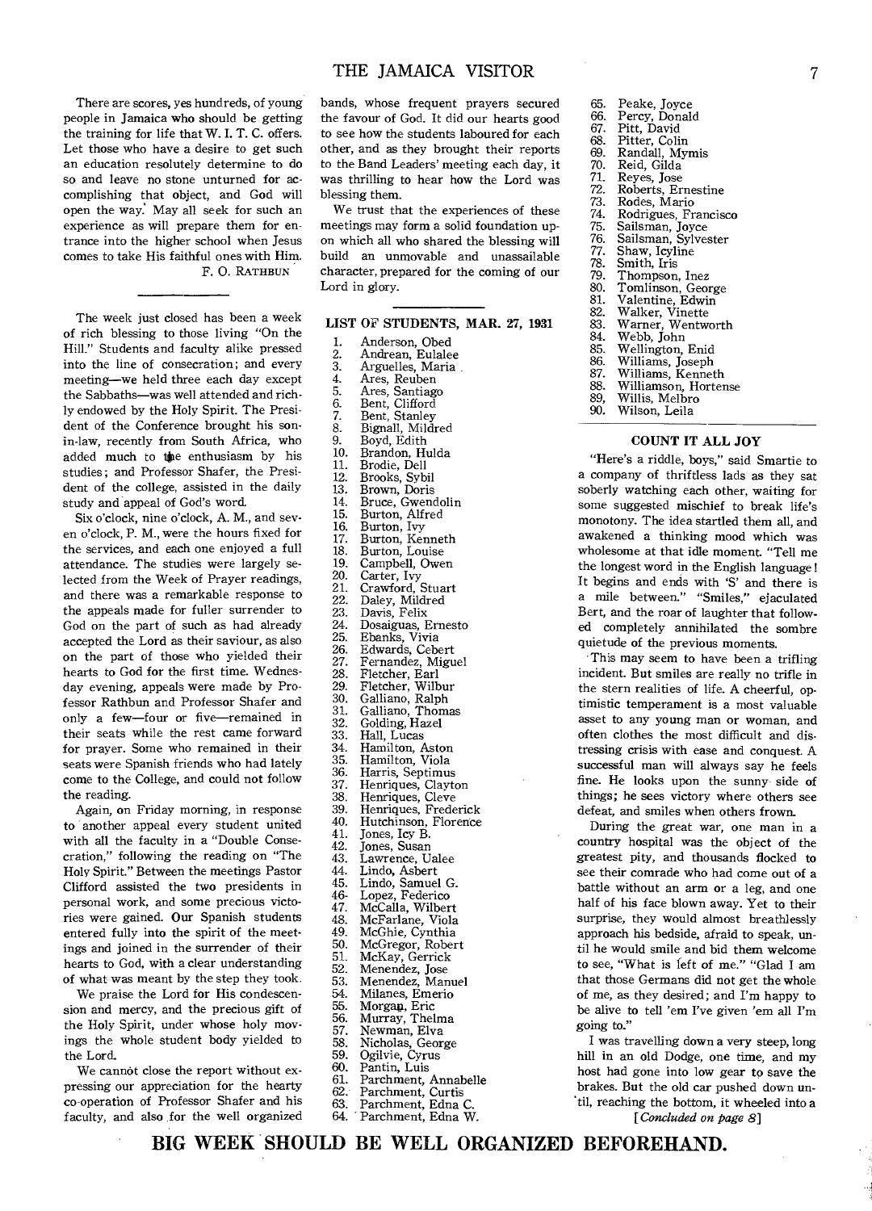There are scores, yes hundreds, of young people in Jamaica who should be getting the training for life that W. I. T. C. offers. Let those who have a desire to get such an education resolutely determine to do so and leave no stone unturned for accomplishing that object, and God will open the way. May all seek for such an experience as will prepare them for entrance into the higher school when Jesus comes to take His faithful ones with Him.

F. O. RATHBUN

---

The week just closed has been a week of rich blessing to those living "On the Hill." Students and faculty alike pressed into the line of consecration; and every meeting—we held three each day except the Sabbaths—was well attended and richly endowed by the Holy Spirit. The President of the Conference brought his son-in-law, recently from South Africa, who added much to the enthusiasm by his studies; and Professor Shafer, the President of the college, assisted in the daily study and appeal of God's word.

Six o'clock, nine o'clock, A. M., and seven o'clock, P. M., were the hours fixed for the services, and each one enjoyed a full attendance. The studies were largely selected from the Week of Prayer readings, and there was a remarkable response to the appeals made for fuller surrender to God on the part of such as had already accepted the Lord as their saviour, as also on the part of those who yielded their hearts to God for the first time. Wednesday evening, appeals were made by Professor Rathbun and Professor Shafer and only a few—four or five—remained in their seats while the rest came forward for prayer. Some who remained in their seats were Spanish friends who had lately come to the College, and could not follow the reading.

Again, on Friday morning, in response to another appeal every student united with all the faculty in a "Double Consecration," following the reading on "The Holy Spirit." Between the meetings Pastor Clifford assisted the two presidents in personal work, and some precious victories were gained. Our Spanish students entered fully into the spirit of the meetings and joined in the surrender of their hearts to God, with a clear understanding of what was meant by the step they took.

We praise the Lord for His condescension and mercy, and the precious gift of the Holy Spirit, under whose holy movings the whole student body yielded to the Lord.

We cannot close the report without expressing our appreciation for the hearty co-operation of Professor Shafer and his faculty, and also for the well organized bands, whose frequent prayers secured the favour of God. It did our hearts good to see how the students laboured for each other, and as they brought their reports to the Band Leaders' meeting each day, it was thrilling to hear how the Lord was blessing them.

We trust that the experiences of these meetings may form a solid foundation upon which all who shared the blessing will build an unmovable and unassailable character, prepared for the coming of our Lord in glory.

---

## LIST OF STUDENTS, MAR. 27, 1931

1. Anderson, Obed
2. Andrean, Eulalee
3. Arguelles, Maria
4. Ares, Reuben
5. Ares, Santiago
6. Bent, Clifford
7. Bent, Stanley
8. Bignall, Mildred
9. Boyd, Edith
10. Brandon, Hulda
11. Brodie, Dell
12. Brooks, Sybil
13. Brown, Doris
14. Bruce, Gwendolin
15. Burton, Alfred
16. Burton, Ivy
17. Burton, Kenneth
18. Burton, Louise
19. Campbell, Owen
20. Carter, Ivy
21. Crawford, Stuart
22. Daley, Mildred
23. Davis, Felix
24. Dosaiguas, Ernesto
25. Ebanks, Vivia
26. Edwards, Cebert
27. Fernandez, Miguel
28. Fletcher, Earl
29. Fletcher, Wilbur
30. Galliano, Ralph
31. Galliano, Thomas
32. Golding, Hazel
33. Hall, Lucas
34. Hamilton, Aston
35. Hamilton, Viola
36. Harris, Septimus
37. Henriques, Clayton
38. Henriques, Cleve
39. Henriques, Frederick
40. Hutchinson, Florence
41. Jones, Icy B.
42. Jones, Susan
43. Lawrence, Ualee
44. Lindo, Asbert
45. Lindo, Samuel G.
46. Lopez, Federico
47. McCalla, Wilbert
48. McFarlane, Viola
49. McGhie, Cynthia
50. McGregor, Robert
51. McKay, Gerrick
52. Menendez, Jose
53. Menendez, Manuel
54. Milanes, Emerio
55. Morgan, Eric
56. Murray, Thelma
57. Newman, Elva
58. Nicholas, George
59. Ogilvie, Cyrus
60. Pantin, Luis
61. Parchment, Annabelle
62. Parchment, Curtis
63. Parchment, Edna C.
64. Parchment, Edna W.
65. Peake, Joyce
66. Percy, Donald
67. Pitt, David
68. Pitter, Colin
69. Randall, Mymis
70. Reid, Gilda
71. Reyes, Jose
72. Roberts, Ernestine
73. Rodes, Mario
74. Rodrigues, Francisco
75. Sailsman, Joyce
76. Sailsman, Sylvester
77. Shaw, Icyline
78. Smith, Iris
79. Thompson, Inez
80. Tomlinson, George
81. Valentine, Edwin
82. Walker, Vinette
83. Warner, Wentworth
84. Webb, John
85. Wellington, Enid
86. Williams, Joseph
87. Williams, Kenneth
88. Williamson, Hortense
89. Willis, Melbro
90. Wilson, Leila

---

## COUNT IT ALL JOY

"Here's a riddle, boys," said Smartie to a company of thriftless lads as they sat soberly watching each other, waiting for some suggested mischief to break life's monotony. The idea startled them all, and awakened a thinking mood which was wholesome at that idle moment. "Tell me the longest word in the English language! It begins and ends with 'S' and there is a mile between." "Smiles," ejaculated Bert, and the roar of laughter that followed completely annihilated the sombre quietude of the previous moments.

This may seem to have been a trifling incident. But smiles are really no trifle in the stern realities of life. A cheerful, optimistic temperament is a most valuable asset to any young man or woman, and often clothes the most difficult and distressing crisis with ease and conquest. A successful man will always say he feels fine. He looks upon the sunny side of things; he sees victory where others see defeat, and smiles when others frown.

During the great war, one man in a country hospital was the object of the greatest pity, and thousands flocked to see their comrade who had come out of a battle without an arm or a leg, and one half of his face blown away. Yet to their surprise, they would almost breathlessly approach his bedside, afraid to speak, until he would smile and bid them welcome to see, "What is left of me." "Glad I am that those Germans did not get the whole of me, as they desired; and I'm happy to be alive to tell 'em I've given 'em all I'm going to."

I was travelling down a very steep, long hill in an old Dodge, one time, and my host had gone into low gear to save the brakes. But the old car pushed down until, reaching the bottom, it wheeled into a

*[Concluded on page 8]*

**BIG WEEK SHOULD BE WELL ORGANIZED BEFOREHAND.**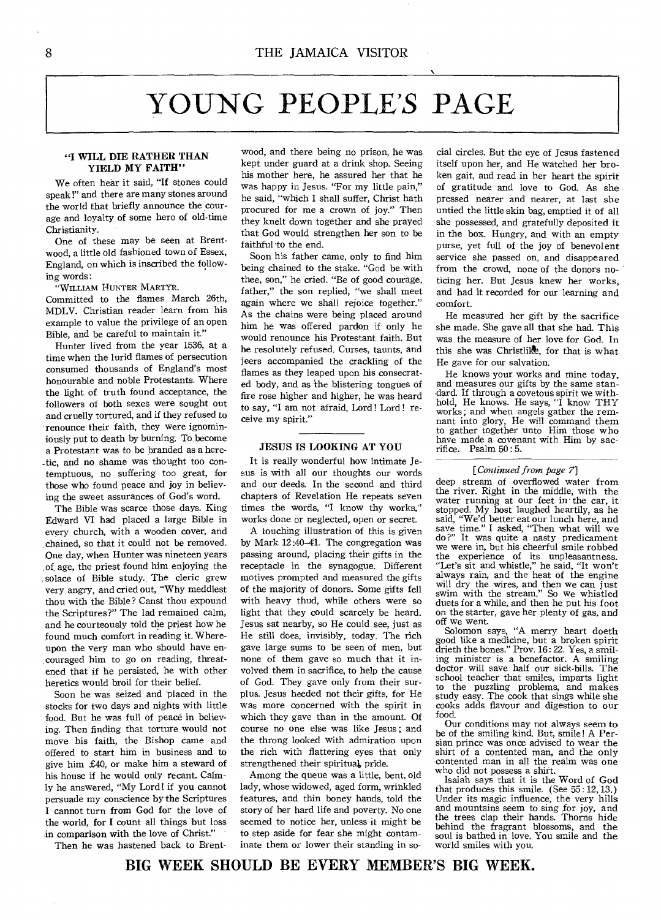# YOUNG PEOPLE'S PAGE

### "I WILL DIE RATHER THAN YIELD MY FAITH"

We often hear it said, "If stones could speak!" and there are many stones around the world that briefly announce the courage and loyalty of some hero of old-time Christianity.

One of these may be seen at Brentwood, a little old fashioned town of Essex, England, on which is inscribed the following words:

"WILLIAM HUNTER MARTYR.
Committed to the flames March 26th, MDLV. Christian reader learn from his example to value the privilege of an open Bible, and be careful to maintain it."

Hunter lived from the year 1536, at a time when the lurid flames of persecution consumed thousands of England's most honourable and noble Protestants. Where the light of truth found acceptance, the followers of both sexes were sought out and cruelly tortured, and if they refused to renounce their faith, they were ignominiously put to death by burning. To become a Protestant was to be branded as a heretic, and no shame was thought too contemptuous, no suffering too great, for those who found peace and joy in believing the sweet assurances of God's word.

The Bible was scarce those days. King Edward VI had placed a large Bible in every church, with a wooden cover, and chained, so that it could not be removed. One day, when Hunter was nineteen years of age, the priest found him enjoying the solace of Bible study. The cleric grew very angry, and cried out, "Why meddlest thou with the Bible? Canst thou expound the Scriptures?" The lad remained calm, and he courteously told the priest how he found much comfort in reading it. Whereupon the very man who should have encouraged him to go on reading, threatened that if he persisted, he with other heretics would broil for their belief.

Soon he was seized and placed in the stocks for two days and nights with little food. But he was full of peace in believing. Then finding that torture would not move his faith, the Bishop came and offered to start him in business and to give him £40, or make him a steward of his house if he would only recant. Calmly he answered, "My Lord! if you cannot persuade my conscience by the Scriptures I cannot turn from God for the love of the world, for I count all things but loss in comparison with the love of Christ."

Then he was hastened back to Brentwood, and there being no prison, he was kept under guard at a drink shop. Seeing his mother here, he assured her that he was happy in Jesus. "For my little pain," he said, "which I shall suffer, Christ hath procured for me a crown of joy." Then they knelt down together and she prayed that God would strengthen her son to be faithful to the end.

Soon his father came, only to find him being chained to the stake. "God be with thee, son," he cried. "Be of good courage, father," the son replied, "we shall meet again where we shall rejoice together." As the chains were being placed around him he was offered pardon if only he would renounce his Protestant faith. But he resolutely refused. Curses, taunts, and jeers accompanied the crackling of the flames as they leaped upon his consecrated body, and as the blistering tongues of fire rose higher and higher, he was heard to say, "I am not afraid, Lord! Lord! receive my spirit."

### JESUS IS LOOKING AT YOU

It is really wonderful how intimate Jesus is with all our thoughts our words and our deeds. In the second and third chapters of Revelation He repeats seven times the words, "I know thy works," works done or neglected, open or secret.

A touching illustration of this is given by Mark 12:40–41. The congregation was passing around, placing their gifts in the receptacle in the synagogue. Different motives prompted and measured the gifts of the majority of donors. Some gifts fell with heavy thud, while others were so light that they could scarcely be heard. Jesus sat nearby, so He could see, just as He still does, invisibly, today. The rich gave large sums to be seen of men, but none of them gave so much that it involved them in sacrifice, to help the cause of God. They gave only from their surplus. Jesus heeded not their gifts, for He was more concerned with the spirit in which they gave than in the amount. Of course no one else was like Jesus; and the throng looked with admiration upon the rich with flattering eyes that only strengthened their spiritual pride.

Among the queue was a little, bent, old lady, whose widowed, aged form, wrinkled features, and thin boney hands, told the story of her hard life and poverty. No one seemed to notice her, unless it might be to step aside for fear she might contaminate them or lower their standing in social circles. But the eye of Jesus fastened itself upon her, and He watched her broken gait, and read in her heart the spirit of gratitude and love to God. As she pressed nearer and nearer, at last she untied the little skin bag, emptied it of all she possessed, and gratefully deposited it in the box. Hungry, and with an empty purse, yet full of the joy of benevolent service she passed on, and disappeared from the crowd, none of the donors noticing her. But Jesus knew her works, and had it recorded for our learning and comfort.

He measured her gift by the sacrifice she made. She gave all that she had. This was the measure of her love for God. In this she was Christlike, for that is what He gave for our salvation.

He knows your works and mine today, and measures our gifts by the same standard. If through a covetous spirit we withhold, He knows. He says, "I know THY works; and when angels gather the remnant into glory, He will command them to gather together unto Him those who have made a covenant with Him by sacrifice. Psalm 50:5.

*[Continued from page 7]*

deep stream of overflowed water from the river. Right in the middle, with the water running at our feet in the car, it stopped. My host laughed heartily, as he said, "We'd better eat our lunch here, and save time." I asked, "Then what will we do?" It was quite a nasty predicament we were in, but his cheerful smile robbed the experience of its unpleasantness. "Let's sit and whistle," he said, "It won't always rain, and the heat of the engine will dry the wires, and then we can just swim with the stream." So we whistled duets for a while, and then he put his foot on the starter, gave her plenty of gas, and off we went.

Solomon says, "A merry heart doeth good like a medicine, but a broken spirit drieth the bones." Prov. 16:22. Yes, a smiling minister is a benefactor. A smiling doctor will save half our sick-bills. The school teacher that smiles, imparts light to the puzzling problems, and makes study easy. The cook that sings while she cooks adds flavour and digestion to our food.

Our conditions may not always seem to be of the smiling kind. But, smile! A Persian prince was once advised to wear the shirt of a contented man, and the only contented man in all the realm was one who did not possess a shirt.

Isaiah says that it is the Word of God that produces this smile. (See 55:12, 13.) Under its magic influence, the very hills and mountains seem to sing for joy, and the trees clap their hands. Thorns hide behind the fragrant blossoms, and the soul is bathed in love. You smile and the world smiles with you.

**BIG WEEK SHOULD BE EVERY MEMBER'S BIG WEEK.**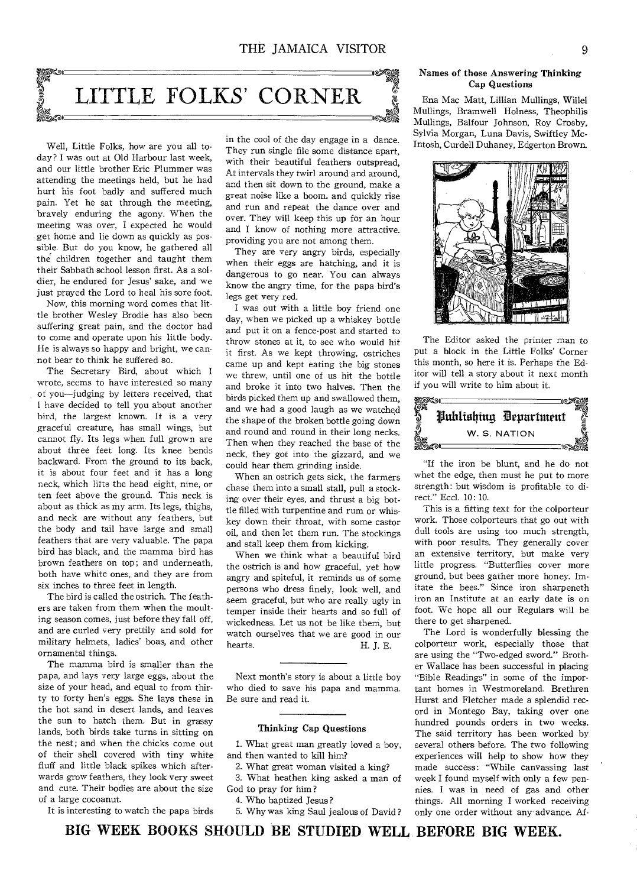# LITTLE FOLKS' CORNER

Well, Little Folks, how are you all today? I was out at Old Harbour last week, and our little brother Eric Plummer was attending the meetings held, but he had hurt his foot badly and suffered much pain. Yet he sat through the meeting, bravely enduring the agony. When the meeting was over, I expected he would get home and lie down as quickly as possible. But do you know, he gathered all the children together and taught them their Sabbath school lesson first. As a soldier, he endured for Jesus' sake, and we just prayed the Lord to heal his sore foot.

Now, this morning word comes that little brother Wesley Brodie has also been suffering great pain, and the doctor had to come and operate upon his little body. He is always so happy and bright, we cannot bear to think he suffered so.

The Secretary Bird, about which I wrote, seems to have interested so many of you—judging by letters received, that I have decided to tell you about another bird, the largest known. It is a very graceful creature, has small wings, but cannot fly. Its legs when full grown are about three feet long. Its knee bends backward. From the ground to its back, it is about four feet and it has a long neck, which lifts the head eight, nine, or ten feet above the ground. This neck is about as thick as my arm. Its legs, thighs, and neck are without any feathers, but the body and tail have large and small feathers that are very valuable. The papa bird has black, and the mamma bird has brown feathers on top; and underneath, both have white ones, and they are from six inches to three feet in length.

The bird is called the ostrich. The feathers are taken from them when the moulting season comes, just before they fall off, and are curled very prettily and sold for military helmets, ladies' boas, and other ornamental things.

The mamma bird is smaller than the papa, and lays very large eggs, about the size of your head, and equal to from thirty to forty hen's eggs. She lays these in the hot sand in desert lands, and leaves the sun to hatch them. But in grassy lands, both birds take turns in sitting on the nest; and when the chicks come out of their shell covered with tiny white fluff and little black spikes which afterwards grow feathers, they look very sweet and cute. Their bodies are about the size of a large cocoanut.

It is interesting to watch the papa birds in the cool of the day engage in a dance. They run single file some distance apart, with their beautiful feathers outspread. At intervals they twirl around and around, and then sit down to the ground, make a great noise like a boom. and quickly rise and run and repeat the dance over and over. They will keep this up for an hour and I know of nothing more attractive. providing you are not among them.

They are very angry birds, especially when their eggs are hatching, and it is dangerous to go near. You can always know the angry time, for the papa bird's legs get very red.

I was out with a little boy friend one day, when we picked up a whiskey bottle and put it on a fence-post and started to throw stones at it, to see who would hit it first. As we kept throwing, ostriches came up and kept eating the big stones we threw, until one of us hit the bottle and broke it into two halves. Then the birds picked them up and swallowed them, and we had a good laugh as we watched the shape of the broken bottle going down and round and round in their long necks. Then when they reached the base of the neck, they got into the gizzard, and we could hear them grinding inside.

When an ostrich gets sick, the farmers chase them into a small stall, pull a stocking over their eyes, and thrust a big bottle filled with turpentine and rum or whiskey down their throat, with some castor oil, and then let them run. The stockings and stall keep them from kicking.

When we think what a beautiful bird the ostrich is and how graceful, yet how angry and spiteful, it reminds us of some persons who dress finely, look well, and seem graceful, but who are really ugly in temper inside their hearts and so full of wickedness. Let us not be like them, but watch ourselves that we are good in our hearts.

H. J. E.

---

Next month's story is about a little boy who died to save his papa and mamma. Be sure and read it.

---

### Thinking Cap Questions

1. What great man greatly loved a boy, and then wanted to kill him?
2. What great woman visited a king?
3. What heathen king asked a man of God to pray for him?
4. Who baptized Jesus?
5. Why was king Saul jealous of David?

### Names of those Answering Thinking Cap Questions

Ena Mac Matt, Lillian Mullings, Willel Mullings, Bramwell Holness, Theophilis Mullings, Balfour Johnson, Roy Crosby, Sylvia Morgan, Luna Davis, Swiftley McIntosh, Curdell Duhaney, Edgerton Brown.

The Editor asked the printer man to put a block in the Little Folks' Corner this month, so here it is. Perhaps the Editor will tell a story about it next month if you will write to him about it.

# Publishing Department

W. S. NATION

"If the iron be blunt, and he do not whet the edge, then must he put to more strength: but wisdom is profitable to direct." Eccl. 10: 10.

This is a fitting text for the colporteur work. Those colporteurs that go out with dull tools are using too much strength, with poor results. They generally cover an extensive territory, but make very little progress. "Butterflies cover more ground, but bees gather more honey. Imitate the bees." Since iron sharpeneth iron an Institute at an early date is on foot. We hope all our Regulars will be there to get sharpened.

The Lord is wonderfully blessing the colporteur work, especially those that are using the "Two-edged sword." Brother Wallace has been successful in placing "Bible Readings" in some of the important homes in Westmoreland. Brethren Hurst and Fletcher made a splendid record in Montego Bay, taking over one hundred pounds orders in two weeks. The said territory has been worked by several others before. The two following experiences will help to show how they made success: "While canvassing last week I found myself with only a few pennies. I was in need of gas and other things. All morning I worked receiving only one order without any advance. Af-

**BIG WEEK BOOKS SHOULD BE STUDIED WELL BEFORE BIG WEEK.**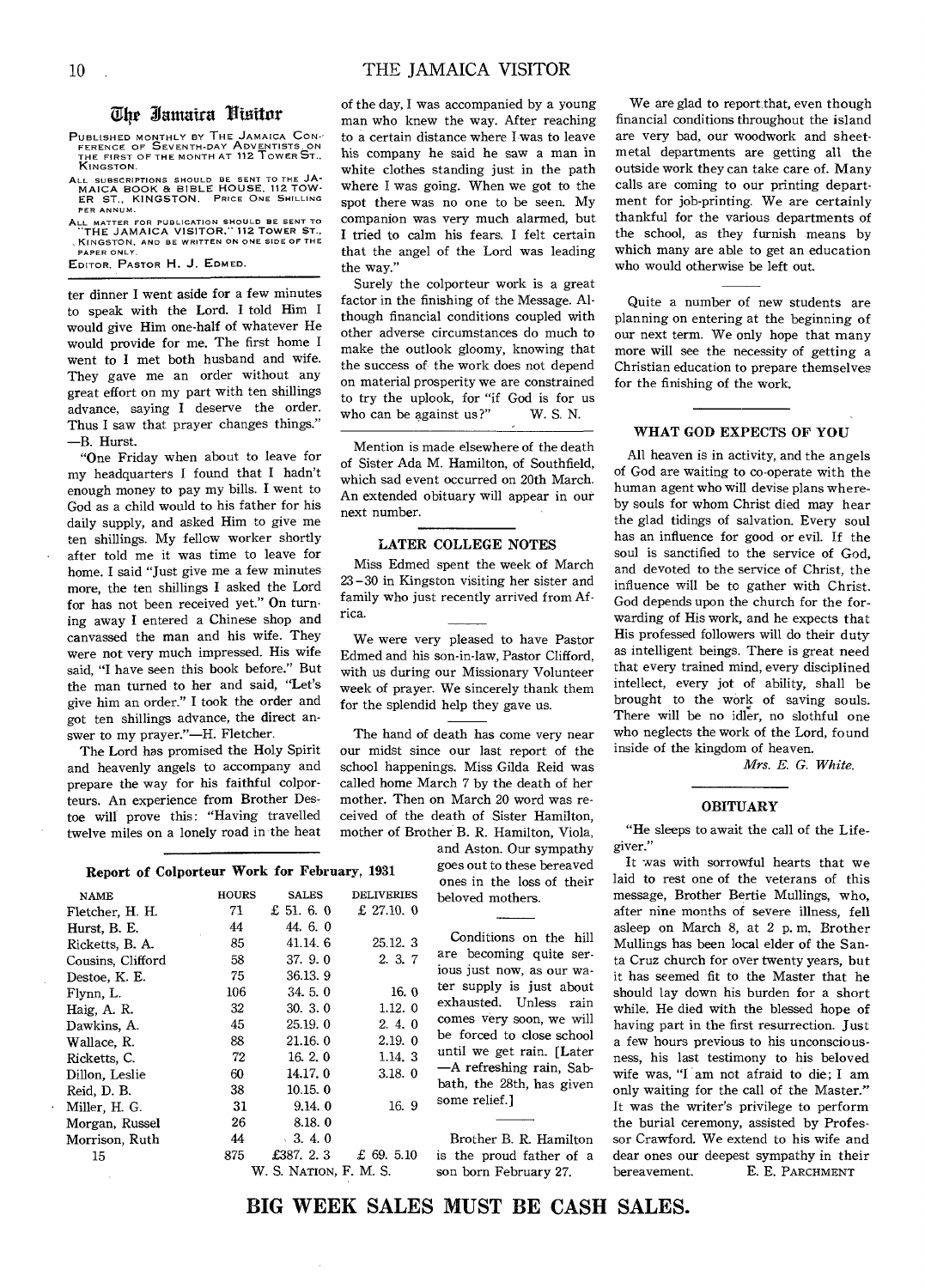# The Jamaica Visitor

PUBLISHED MONTHLY BY THE JAMAICA CONFERENCE OF SEVENTH-DAY ADVENTISTS ON THE FIRST OF THE MONTH AT 112 TOWER ST., KINGSTON.

ALL SUBSCRIPTIONS SHOULD BE SENT TO THE JAMAICA BOOK & BIBLE HOUSE, 112 TOWER ST., KINGSTON. PRICE ONE SHILLING PER ANNUM.

ALL MATTER FOR PUBLICATION SHOULD BE SENT TO "THE JAMAICA VISITOR," 112 TOWER ST., KINGSTON, AND BE WRITTEN ON ONE SIDE OF THE PAPER ONLY.

EDITOR, PASTOR H. J. EDMED.

---

ter dinner I went aside for a few minutes to speak with the Lord. I told Him I would give Him one-half of whatever He would provide for me. The first home I went to I met both husband and wife. They gave me an order without any great effort on my part with ten shillings advance, saying I deserve the order. Thus I saw that prayer changes things." —B. Hurst.

"One Friday when about to leave for my headquarters I found that I hadn't enough money to pay my bills. I went to God as a child would to his father for his daily supply, and asked Him to give me ten shillings. My fellow worker shortly after told me it was time to leave for home. I said "Just give me a few minutes more, the ten shillings I asked the Lord for has not been received yet." On turning away I entered a Chinese shop and canvassed the man and his wife. They were not very much impressed. His wife said, "I have seen this book before." But the man turned to her and said, "Let's give him an order." I took the order and got ten shillings advance, the direct answer to my prayer."—H. Fletcher.

The Lord has promised the Holy Spirit and heavenly angels to accompany and prepare the way for his faithful colporteurs. An experience from Brother Destoe will prove this: "Having travelled twelve miles on a lonely road in the heat of the day, I was accompanied by a young man who knew the way. After reaching to a certain distance where I was to leave his company he said he saw a man in white clothes standing just in the path where I was going. When we got to the spot there was no one to be seen. My companion was very much alarmed, but I tried to calm his fears. I felt certain that the angel of the Lord was leading the way."

Surely the colporteur work is a great factor in the finishing of the Message. Although financial conditions coupled with other adverse circumstances do much to make the outlook gloomy, knowing that the success of the work does not depend on material prosperity we are constrained to try the uplook, for "if God is for us who can be against us?" W. S. N.

### Report of Colporteur Work for February, 1931

| NAME | HOURS | SALES | DELIVERIES |
|---|---|---|---|
| Fletcher, H. H. | 71 | £ 51. 6. 0 | £ 27.10. 0 |
| Hurst, B. E. | 44 | 44. 6. 0 | |
| Ricketts, B. A. | 85 | 41.14. 6 | 25.12. 3 |
| Cousins, Clifford | 58 | 37. 9. 0 | 2. 3. 7 |
| Destoe, K. E. | 75 | 36.13. 9 | |
| Flynn, L. | 106 | 34. 5. 0 | 16. 0 |
| Haig, A. R. | 32 | 30. 3. 0 | 1.12. 0 |
| Dawkins, A. | 45 | 25.19. 0 | 2. 4. 0 |
| Wallace, R. | 88 | 21.16. 0 | 2.19. 0 |
| Ricketts, C. | 72 | 16. 2. 0 | 1.14. 3 |
| Dillon, Leslie | 60 | 14.17. 0 | 3.18. 0 |
| Reid, D. B. | 38 | 10.15. 0 | |
| Miller, H. G. | 31 | 9.14. 0 | 16. 9 |
| Morgan, Russel | 26 | 8.18. 0 | |
| Morrison, Ruth | 44 | 3. 4. 0 | |
| 15 | 875 | £387. 2. 3 | £ 69. 5.10 |

W. S. NATION, F. M. S.

---

Mention is made elsewhere of the death of Sister Ada M. Hamilton, of Southfield, which sad event occurred on 20th March. An extended obituary will appear in our next number.

### LATER COLLEGE NOTES

Miss Edmed spent the week of March 23-30 in Kingston visiting her sister and family who just recently arrived from Africa.

We were very pleased to have Pastor Edmed and his son-in-law, Pastor Clifford, with us during our Missionary Volunteer week of prayer. We sincerely thank them for the splendid help they gave us.

The hand of death has come very near our midst since our last report of the school happenings. Miss Gilda Reid was called home March 7 by the death of her mother. Then on March 20 word was received of the death of Sister Hamilton, mother of Brother B. R. Hamilton, Viola, and Aston. Our sympathy goes out to these bereaved ones in the loss of their beloved mothers.

Conditions on the hill are becoming quite serious just now, as our water supply is just about exhausted. Unless rain comes very soon, we will be forced to close school until we get rain. [Later —A refreshing rain, Sabbath, the 28th, has given some relief.]

Brother B. R. Hamilton is the proud father of a son born February 27.

We are glad to report that, even though financial conditions throughout the island are very bad, our woodwork and sheet-metal departments are getting all the outside work they can take care of. Many calls are coming to our printing department for job-printing. We are certainly thankful for the various departments of the school, as they furnish means by which many are able to get an education who would otherwise be left out.

Quite a number of new students are planning on entering at the beginning of our next term. We only hope that many more will see the necessity of getting a Christian education to prepare themselves for the finishing of the work.

### WHAT GOD EXPECTS OF YOU

All heaven is in activity, and the angels of God are waiting to co-operate with the human agent who will devise plans whereby souls for whom Christ died may hear the glad tidings of salvation. Every soul has an influence for good or evil. If the soul is sanctified to the service of God, and devoted to the service of Christ, the influence will be to gather with Christ. God depends upon the church for the forwarding of His work, and he expects that His professed followers will do their duty as intelligent beings. There is great need that every trained mind, every disciplined intellect, every jot of ability, shall be brought to the work of saving souls. There will be no idler, no slothful one who neglects the work of the Lord, found inside of the kingdom of heaven.

*Mrs. E. G. White.*

### OBITUARY

"He sleeps to await the call of the Life-giver."

It was with sorrowful hearts that we laid to rest one of the veterans of this message, Brother Bertie Mullings, who, after nine months of severe illness, fell asleep on March 8, at 2 p. m. Brother Mullings has been local elder of the Santa Cruz church for over twenty years, but it has seemed fit to the Master that he should lay down his burden for a short while. He died with the blessed hope of having part in the first resurrection. Just a few hours previous to his unconsciousness, his last testimony to his beloved wife was, "I am not afraid to die; I am only waiting for the call of the Master." It was the writer's privilege to perform the burial ceremony, assisted by Professor Crawford. We extend to his wife and dear ones our deepest sympathy in their bereavement. E. E. PARCHMENT

**BIG WEEK SALES MUST BE CASH SALES.**